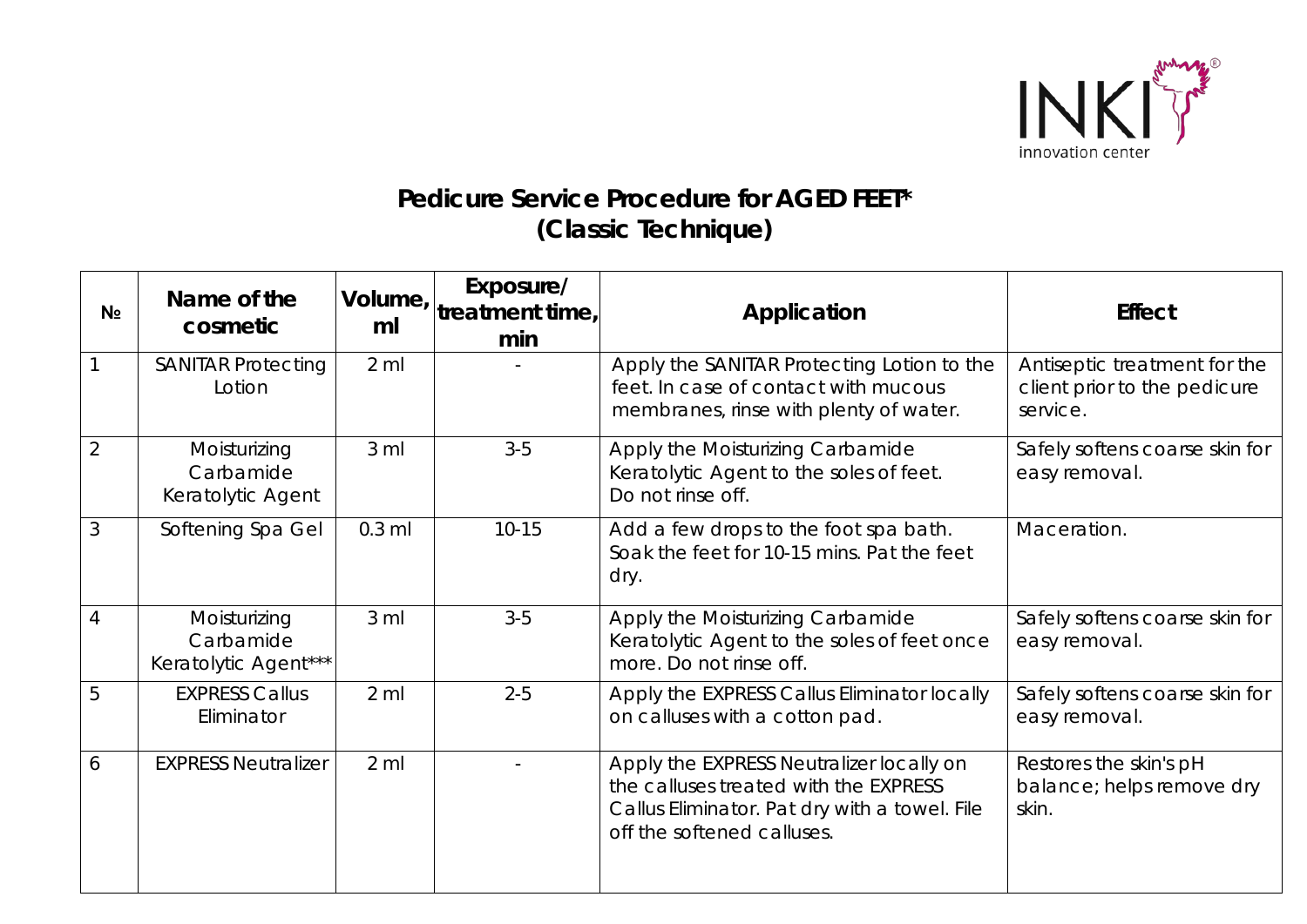INKI innovation center

# Pedicure Service Procedure for AGED FEET*
## (Classic Technique)

| № | Name of the cosmetic | Volume, ml | Exposure/ treatment time, min | Application | Effect |
|---|---|---|---|---|---|
| 1 | SANITAR Protecting Lotion | 2 ml | - | Apply the SANITAR Protecting Lotion to the feet. In case of contact with mucous membranes, rinse with plenty of water. | Antiseptic treatment for the client prior to the pedicure service. |
| 2 | Moisturizing Carbamide Keratolytic Agent | 3 ml | 3-5 | Apply the Moisturizing Carbamide Keratolytic Agent to the soles of feet. Do not rinse off. | Safely softens coarse skin for easy removal. |
| 3 | Softening Spa Gel | 0.3 ml | 10-15 | Add a few drops to the foot spa bath. Soak the feet for 10-15 mins. Pat the feet dry. | Maceration. |
| 4 | Moisturizing Carbamide Keratolytic Agent*** | 3 ml | 3-5 | Apply the Moisturizing Carbamide Keratolytic Agent to the soles of feet once more. Do not rinse off. | Safely softens coarse skin for easy removal. |
| 5 | EXPRESS Callus Eliminator | 2 ml | 2-5 | Apply the EXPRESS Callus Eliminator locally on calluses with a cotton pad. | Safely softens coarse skin for easy removal. |
| 6 | EXPRESS Neutralizer | 2 ml | - | Apply the EXPRESS Neutralizer locally on the calluses treated with the EXPRESS Callus Eliminator. Pat dry with a towel. File off the softened calluses. | Restores the skin's pH balance; helps remove dry skin. |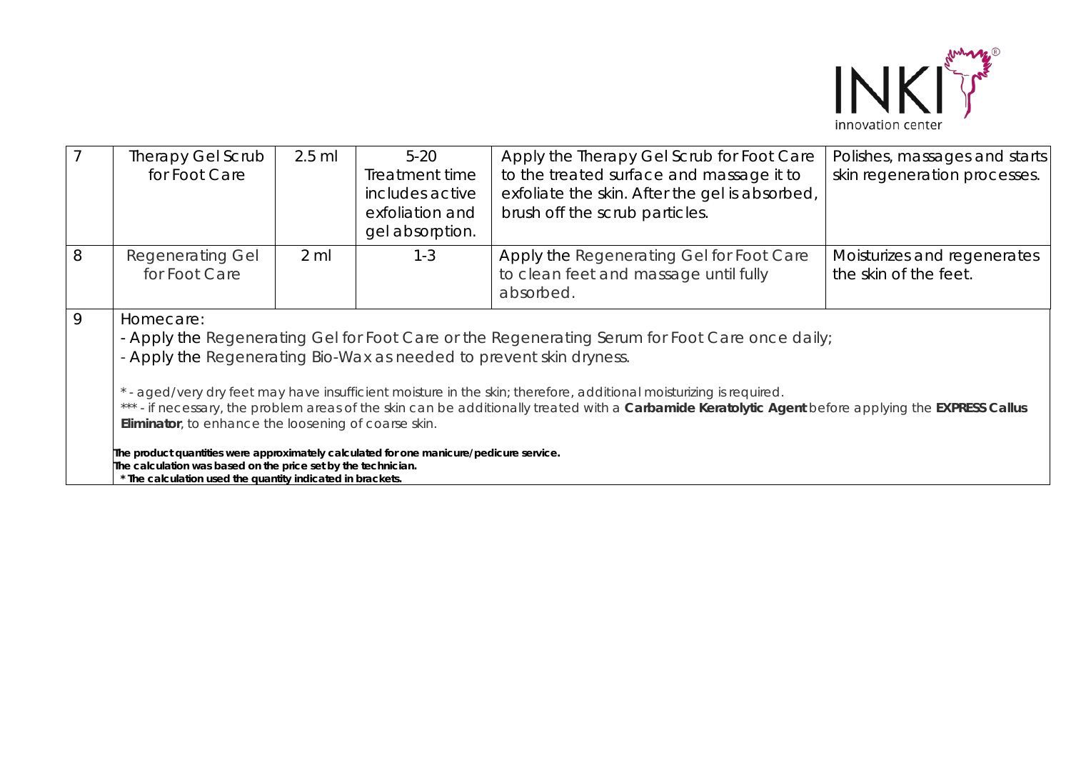| | | | | | |
|---|---|---|---|---|---|
| 7 | Therapy Gel Scrub for Foot Care | 2.5 ml | 5-20 Treatment time includes active exfoliation and gel absorption. | Apply the Therapy Gel Scrub for Foot Care to the treated surface and massage it to exfoliate the skin. After the gel is absorbed, brush off the scrub particles. | Polishes, massages and starts skin regeneration processes. |
| 8 | Regenerating Gel for Foot Care | 2 ml | 1-3 | Apply the Regenerating Gel for Foot Care to clean feet and massage until fully absorbed. | Moisturizes and regenerates the skin of the feet. |
| 9 | Homecare:<br>- Apply the Regenerating Gel for Foot Care or the Regenerating Serum for Foot Care once daily;<br>- Apply the Regenerating Bio-Wax as needed to prevent skin dryness.<br><br>* - aged/very dry feet may have insufficient moisture in the skin; therefore, additional moisturizing is required.<br>*** - if necessary, the problem areas of the skin can be additionally treated with a **Carbamide Keratolytic Agent** before applying the **EXPRESS Callus Eliminator**, to enhance the loosening of coarse skin.<br><br>**The product quantities were approximately calculated for one manicure/pedicure service.**<br>**The calculation was based on the price set by the technician.**<br>**\* The calculation used the quantity indicated in brackets.** | | | | |